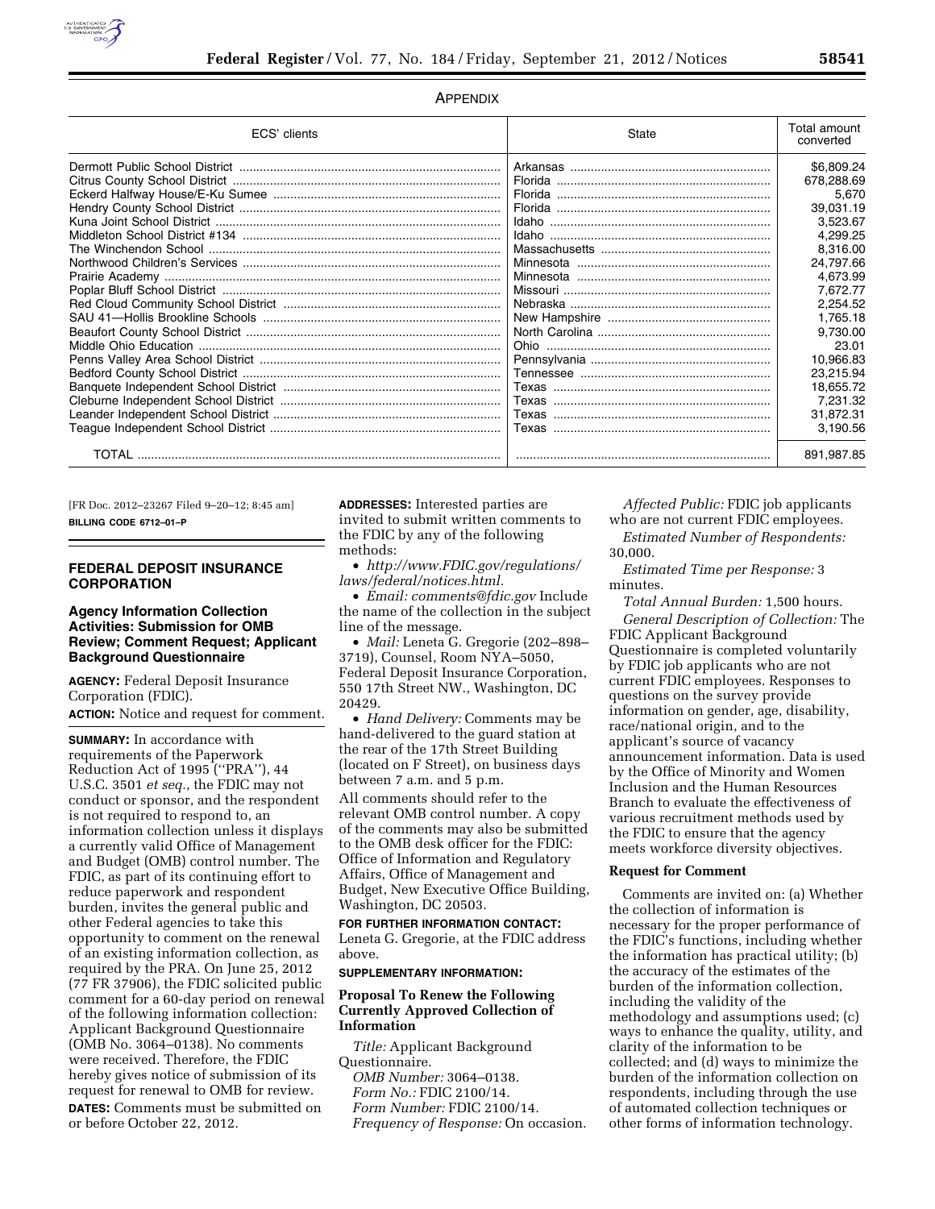## APPENDIX

| ECS' clients | State | Total amount converted |
| --- | --- | --- |
| Dermott Public School District | Arkansas | $6,809.24 |
| Citrus County School District | Florida | 678,288.69 |
| Eckerd Halfway House/E-Ku Sumee | Florida | 5,670 |
| Hendry County School District | Florida | 39,031.19 |
| Kuna Joint School District | Idaho | 3,523.67 |
| Middleton School District #134 | Idaho | 4,299.25 |
| The Winchendon School | Massachusetts | 8,316.00 |
| Northwood Children's Services | Minnesota | 24,797.66 |
| Prairie Academy | Minnesota | 4,673.99 |
| Poplar Bluff School District | Missouri | 7,672.77 |
| Red Cloud Community School District | Nebraska | 2,254.52 |
| SAU 41—Hollis Brookline Schools | New Hampshire | 1,765.18 |
| Beaufort County School District | North Carolina | 9,730.00 |
| Middle Ohio Education | Ohio | 23.01 |
| Penns Valley Area School District | Pennsylvania | 10,966.83 |
| Bedford County School District | Tennessee | 23,215.94 |
| Banquete Independent School District | Texas | 18,655.72 |
| Cleburne Independent School District | Texas | 7,231.32 |
| Leander Independent School District | Texas | 31,872.31 |
| Teague Independent School District | Texas | 3,190.56 |
| TOTAL | | 891,987.85 |

[FR Doc. 2012–23267 Filed 9–20–12; 8:45 am]

**BILLING CODE 6712–01–P**

## FEDERAL DEPOSIT INSURANCE CORPORATION

### Agency Information Collection Activities: Submission for OMB Review; Comment Request; Applicant Background Questionnaire

**AGENCY:** Federal Deposit Insurance Corporation (FDIC).

**ACTION:** Notice and request for comment.

**SUMMARY:** In accordance with requirements of the Paperwork Reduction Act of 1995 (''PRA''), 44 U.S.C. 3501 *et seq.*, the FDIC may not conduct or sponsor, and the respondent is not required to respond to, an information collection unless it displays a currently valid Office of Management and Budget (OMB) control number. The FDIC, as part of its continuing effort to reduce paperwork and respondent burden, invites the general public and other Federal agencies to take this opportunity to comment on the renewal of an existing information collection, as required by the PRA. On June 25, 2012 (77 FR 37906), the FDIC solicited public comment for a 60-day period on renewal of the following information collection: Applicant Background Questionnaire (OMB No. 3064–0138). No comments were received. Therefore, the FDIC hereby gives notice of submission of its request for renewal to OMB for review.

**DATES:** Comments must be submitted on or before October 22, 2012.

**ADDRESSES:** Interested parties are invited to submit written comments to the FDIC by any of the following methods:

- *http://www.FDIC.gov/regulations/laws/federal/notices.html.*
- *Email: comments@fdic.gov* Include the name of the collection in the subject line of the message.
- *Mail:* Leneta G. Gregorie (202–898–3719), Counsel, Room NYA–5050, Federal Deposit Insurance Corporation, 550 17th Street NW., Washington, DC 20429.
- *Hand Delivery:* Comments may be hand-delivered to the guard station at the rear of the 17th Street Building (located on F Street), on business days between 7 a.m. and 5 p.m.

All comments should refer to the relevant OMB control number. A copy of the comments may also be submitted to the OMB desk officer for the FDIC: Office of Information and Regulatory Affairs, Office of Management and Budget, New Executive Office Building, Washington, DC 20503.

**FOR FURTHER INFORMATION CONTACT:** Leneta G. Gregorie, at the FDIC address above.

**SUPPLEMENTARY INFORMATION:**

### Proposal To Renew the Following Currently Approved Collection of Information

*Title:* Applicant Background Questionnaire.

*OMB Number:* 3064–0138.

*Form No.:* FDIC 2100/14.

*Form Number:* FDIC 2100/14.

*Frequency of Response:* On occasion.

*Affected Public:* FDIC job applicants who are not current FDIC employees.

*Estimated Number of Respondents:* 30,000.

*Estimated Time per Response:* 3 minutes.

*Total Annual Burden:* 1,500 hours.

*General Description of Collection:* The FDIC Applicant Background Questionnaire is completed voluntarily by FDIC job applicants who are not current FDIC employees. Responses to questions on the survey provide information on gender, age, disability, race/national origin, and to the applicant's source of vacancy announcement information. Data is used by the Office of Minority and Women Inclusion and the Human Resources Branch to evaluate the effectiveness of various recruitment methods used by the FDIC to ensure that the agency meets workforce diversity objectives.

**Request for Comment**

Comments are invited on: (a) Whether the collection of information is necessary for the proper performance of the FDIC's functions, including whether the information has practical utility; (b) the accuracy of the estimates of the burden of the information collection, including the validity of the methodology and assumptions used; (c) ways to enhance the quality, utility, and clarity of the information to be collected; and (d) ways to minimize the burden of the information collection on respondents, including through the use of automated collection techniques or other forms of information technology.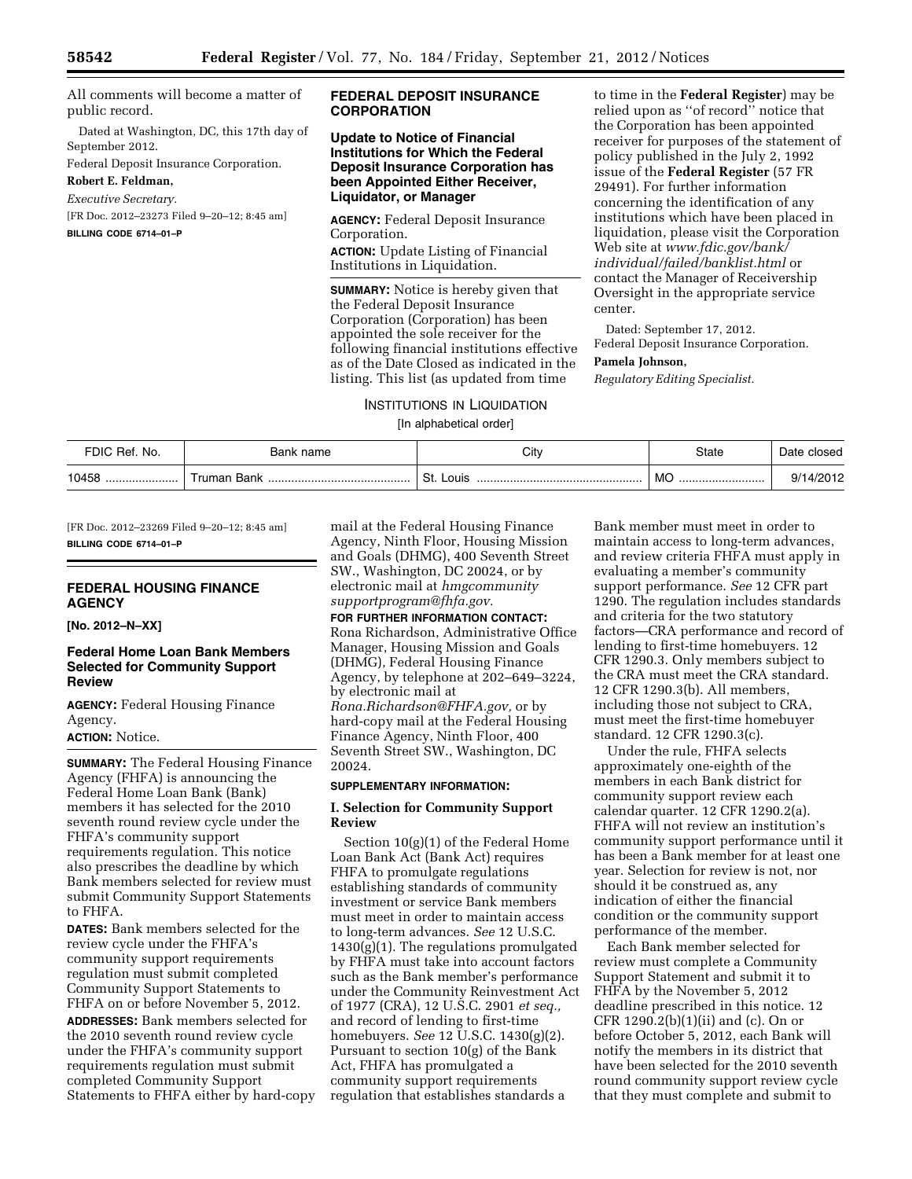All comments will become a matter of public record.

Dated at Washington, DC, this 17th day of September 2012.

Federal Deposit Insurance Corporation.

**Robert E. Feldman,**

*Executive Secretary.*

[FR Doc. 2012–23273 Filed 9–20–12; 8:45 am]

**BILLING CODE 6714–01–P**

## FEDERAL DEPOSIT INSURANCE CORPORATION

### Update to Notice of Financial Institutions for Which the Federal Deposit Insurance Corporation has been Appointed Either Receiver, Liquidator, or Manager

**AGENCY:** Federal Deposit Insurance Corporation.

**ACTION:** Update Listing of Financial Institutions in Liquidation.

**SUMMARY:** Notice is hereby given that the Federal Deposit Insurance Corporation (Corporation) has been appointed the sole receiver for the following financial institutions effective as of the Date Closed as indicated in the listing. This list (as updated from time to time in the **Federal Register**) may be relied upon as ''of record'' notice that the Corporation has been appointed receiver for purposes of the statement of policy published in the July 2, 1992 issue of the **Federal Register** (57 FR 29491). For further information concerning the identification of any institutions which have been placed in liquidation, please visit the Corporation Web site at *www.fdic.gov/bank/individual/failed/banklist.html* or contact the Manager of Receivership Oversight in the appropriate service center.

Dated: September 17, 2012.

Federal Deposit Insurance Corporation.

**Pamela Johnson,**

*Regulatory Editing Specialist.*

INSTITUTIONS IN LIQUIDATION

[In alphabetical order]

| FDIC Ref. No. | Bank name | City | State | Date closed |
|---|---|---|---|---|
| 10458 | Truman Bank | St. Louis | MO | 9/14/2012 |

[FR Doc. 2012–23269 Filed 9–20–12; 8:45 am]

**BILLING CODE 6714–01–P**

## FEDERAL HOUSING FINANCE AGENCY

**[No. 2012–N–XX]**

### Federal Home Loan Bank Members Selected for Community Support Review

**AGENCY:** Federal Housing Finance Agency.

**ACTION:** Notice.

**SUMMARY:** The Federal Housing Finance Agency (FHFA) is announcing the Federal Home Loan Bank (Bank) members it has selected for the 2010 seventh round review cycle under the FHFA's community support requirements regulation. This notice also prescribes the deadline by which Bank members selected for review must submit Community Support Statements to FHFA.

**DATES:** Bank members selected for the review cycle under the FHFA's community support requirements regulation must submit completed Community Support Statements to FHFA on or before November 5, 2012.

**ADDRESSES:** Bank members selected for the 2010 seventh round review cycle under the FHFA's community support requirements regulation must submit completed Community Support Statements to FHFA either by hard-copy mail at the Federal Housing Finance Agency, Ninth Floor, Housing Mission and Goals (DHMG), 400 Seventh Street SW., Washington, DC 20024, or by electronic mail at *hmgcommunitysupportprogram@fhfa.gov.*

**FOR FURTHER INFORMATION CONTACT:** Rona Richardson, Administrative Office Manager, Housing Mission and Goals (DHMG), Federal Housing Finance Agency, by telephone at 202–649–3224, by electronic mail at *Rona.Richardson@FHFA.gov,* or by hard-copy mail at the Federal Housing Finance Agency, Ninth Floor, 400 Seventh Street SW., Washington, DC 20024.

**SUPPLEMENTARY INFORMATION:**

**I. Selection for Community Support Review**

Section 10(g)(1) of the Federal Home Loan Bank Act (Bank Act) requires FHFA to promulgate regulations establishing standards of community investment or service Bank members must meet in order to maintain access to long-term advances. *See* 12 U.S.C. 1430(g)(1). The regulations promulgated by FHFA must take into account factors such as the Bank member's performance under the Community Reinvestment Act of 1977 (CRA), 12 U.S.C. 2901 *et seq.,* and record of lending to first-time homebuyers. *See* 12 U.S.C. 1430(g)(2). Pursuant to section 10(g) of the Bank Act, FHFA has promulgated a community support requirements regulation that establishes standards a Bank member must meet in order to maintain access to long-term advances, and review criteria FHFA must apply in evaluating a member's community support performance. *See* 12 CFR part 1290. The regulation includes standards and criteria for the two statutory factors—CRA performance and record of lending to first-time homebuyers. 12 CFR 1290.3. Only members subject to the CRA must meet the CRA standard. 12 CFR 1290.3(b). All members, including those not subject to CRA, must meet the first-time homebuyer standard. 12 CFR 1290.3(c).

Under the rule, FHFA selects approximately one-eighth of the members in each Bank district for community support review each calendar quarter. 12 CFR 1290.2(a). FHFA will not review an institution's community support performance until it has been a Bank member for at least one year. Selection for review is not, nor should it be construed as, any indication of either the financial condition or the community support performance of the member.

Each Bank member selected for review must complete a Community Support Statement and submit it to FHFA by the November 5, 2012 deadline prescribed in this notice. 12 CFR 1290.2(b)(1)(ii) and (c). On or before October 5, 2012, each Bank will notify the members in its district that have been selected for the 2010 seventh round community support review cycle that they must complete and submit to